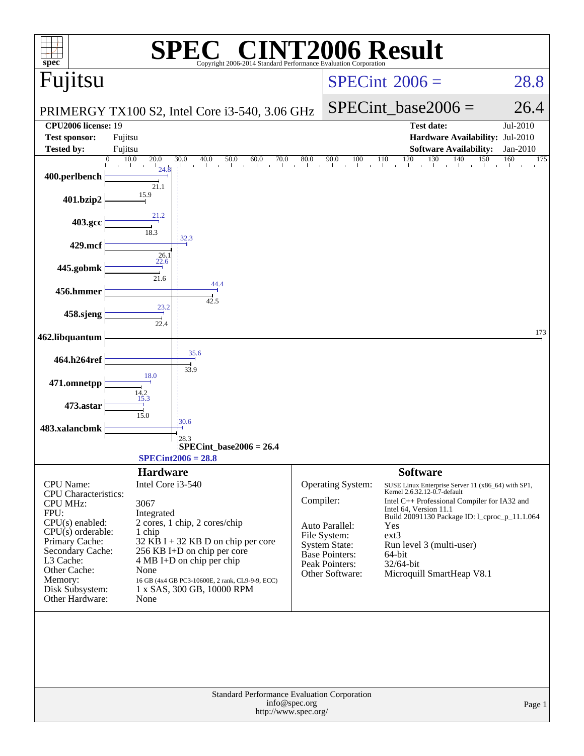# SPEC CINT2006 Result

Copyright 2006-2014 Standard Performance Evaluation Corporation

## Fujitsu

PRIMERGY TX100 S2, Intel Core i3-540, 3.06 GHz

SPECint 2006 = 28.8

SPECint_base2006 = 26.4

| | | | |
|---|---|---|---|
| **CPU2006 license:** 19 | | **Test date:** | Jul-2010 |
| **Test sponsor:** | Fujitsu | **Hardware Availability:** | Jul-2010 |
| **Tested by:** | Fujitsu | **Software Availability:** | Jan-2010 |

| Benchmark | Peak | Base |
|---|---|---|
| 400.perlbench | 24.8 | 21.1 |
| 401.bzip2 | | 15.9 |
| 403.gcc | 21.2 | 18.3 |
| 429.mcf | 32.3 | 26.1 |
| 445.gobmk | 22.6 | 21.6 |
| 456.hmmer | 44.4 | 42.5 |
| 458.sjeng | 23.2 | 22.4 |
| 462.libquantum | | 173 |
| 464.h264ref | 35.6 | 33.9 |
| 471.omnetpp | 18.0 | 14.2 |
| 473.astar | 15.3 | 15.0 |
| 483.xalancbmk | 30.6 | 28.3 |

SPECint_base2006 = 26.4

SPECint2006 = 28.8

### Hardware

| | |
|---|---|
| CPU Name: | Intel Core i3-540 |
| CPU Characteristics: | |
| CPU MHz: | 3067 |
| FPU: | Integrated |
| CPU(s) enabled: | 2 cores, 1 chip, 2 cores/chip |
| CPU(s) orderable: | 1 chip |
| Primary Cache: | 32 KB I + 32 KB D on chip per core |
| Secondary Cache: | 256 KB I+D on chip per core |
| L3 Cache: | 4 MB I+D on chip per chip |
| Other Cache: | None |
| Memory: | 16 GB (4x4 GB PC3-10600E, 2 rank, CL9-9-9, ECC) |
| Disk Subsystem: | 1 x SAS, 300 GB, 10000 RPM |
| Other Hardware: | None |

### Software

| | |
|---|---|
| Operating System: | SUSE Linux Enterprise Server 11 (x86_64) with SP1, Kernel 2.6.32.12-0.7-default |
| Compiler: | Intel C++ Professional Compiler for IA32 and Intel 64, Version 11.1 Build 20091130 Package ID: l_cproc_p_11.1.064 |
| Auto Parallel: | Yes |
| File System: | ext3 |
| System State: | Run level 3 (multi-user) |
| Base Pointers: | 64-bit |
| Peak Pointers: | 32/64-bit |
| Other Software: | Microquill SmartHeap V8.1 |

Standard Performance Evaluation Corporation
info@spec.org
http://www.spec.org/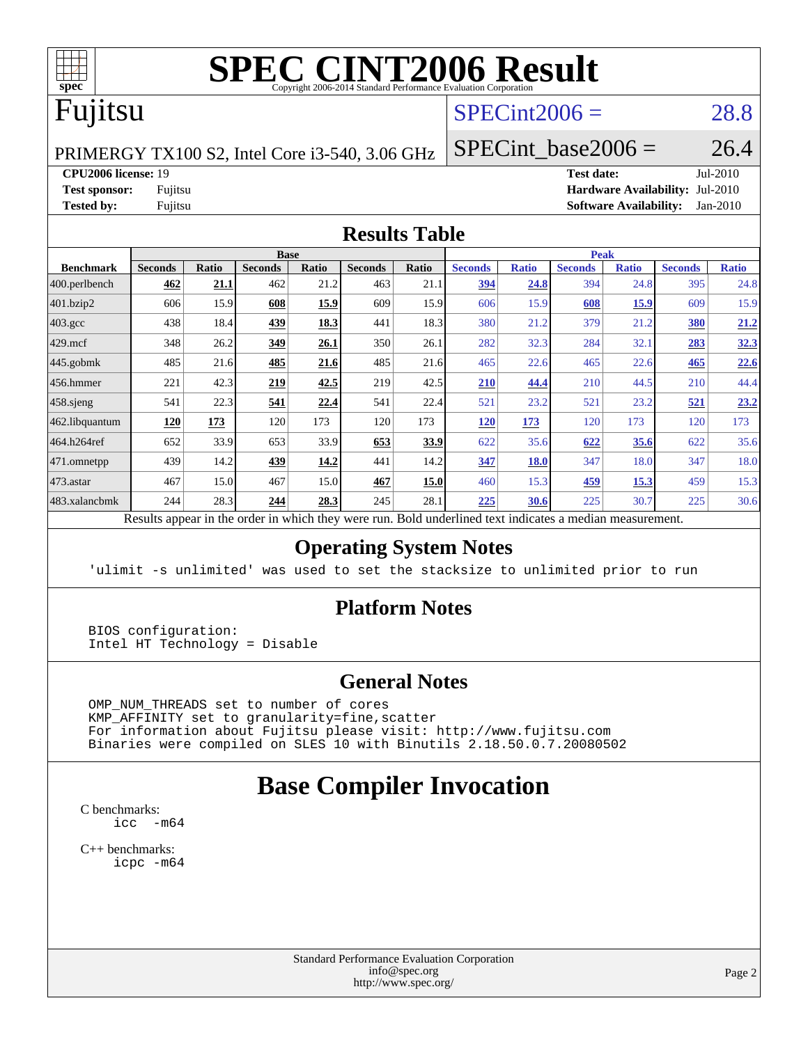# SPEC CINT2006 Result

Copyright 2006-2014 Standard Performance Evaluation Corporation

# Fujitsu

PRIMERGY TX100 S2, Intel Core i3-540, 3.06 GHz

SPECint2006 = 28.8

SPECint_base2006 = 26.4

| | | | |
|---|---|---|---|
| **CPU2006 license:** 19 | | **Test date:** | Jul-2010 |
| **Test sponsor:** | Fujitsu | **Hardware Availability:** | Jul-2010 |
| **Tested by:** | Fujitsu | **Software Availability:** | Jan-2010 |

## Results Table

| | Base | | | | | | Peak | | | | | |
|---|---|---|---|---|---|---|---|---|---|---|---|---|
| **Benchmark** | **Seconds** | **Ratio** | **Seconds** | **Ratio** | **Seconds** | **Ratio** | **Seconds** | **Ratio** | **Seconds** | **Ratio** | **Seconds** | **Ratio** |
| 400.perlbench | **462** | **21.1** | 462 | 21.2 | 463 | 21.1 | **394** | **24.8** | 394 | 24.8 | 395 | 24.8 |
| 401.bzip2 | 606 | 15.9 | **608** | **15.9** | 609 | 15.9 | 606 | 15.9 | **608** | **15.9** | 609 | 15.9 |
| 403.gcc | 438 | 18.4 | **439** | **18.3** | 441 | 18.3 | 380 | 21.2 | 379 | 21.2 | **380** | **21.2** |
| 429.mcf | 348 | 26.2 | **349** | **26.1** | 350 | 26.1 | 282 | 32.3 | 284 | 32.1 | **283** | **32.3** |
| 445.gobmk | 485 | 21.6 | **485** | **21.6** | 485 | 21.6 | 465 | 22.6 | 465 | 22.6 | **465** | **22.6** |
| 456.hmmer | 221 | 42.3 | **219** | **42.5** | 219 | 42.5 | **210** | **44.4** | 210 | 44.5 | 210 | 44.4 |
| 458.sjeng | 541 | 22.3 | **541** | **22.4** | 541 | 22.4 | 521 | 23.2 | 521 | 23.2 | **521** | **23.2** |
| 462.libquantum | **120** | **173** | 120 | 173 | 120 | 173 | **120** | **173** | 120 | 173 | 120 | 173 |
| 464.h264ref | 652 | 33.9 | 653 | 33.9 | **653** | **33.9** | 622 | 35.6 | **622** | **35.6** | 622 | 35.6 |
| 471.omnetpp | 439 | 14.2 | **439** | **14.2** | 441 | 14.2 | **347** | **18.0** | 347 | 18.0 | 347 | 18.0 |
| 473.astar | 467 | 15.0 | 467 | 15.0 | **467** | **15.0** | 460 | 15.3 | **459** | **15.3** | 459 | 15.3 |
| 483.xalancbmk | 244 | 28.3 | **244** | **28.3** | 245 | 28.1 | **225** | **30.6** | 225 | 30.7 | 225 | 30.6 |

Results appear in the order in which they were run. Bold underlined text indicates a median measurement.

## Operating System Notes

```
'ulimit -s unlimited' was used to set the stacksize to unlimited prior to run
```

## Platform Notes

```
BIOS configuration:
Intel HT Technology = Disable
```

## General Notes

```
OMP_NUM_THREADS set to number of cores
KMP_AFFINITY set to granularity=fine,scatter
For information about Fujitsu please visit: http://www.fujitsu.com
Binaries were compiled on SLES 10 with Binutils 2.18.50.0.7.20080502
```

# Base Compiler Invocation

C benchmarks:
```
icc  -m64
```

C++ benchmarks:
```
icpc -m64
```

Standard Performance Evaluation Corporation
info@spec.org
http://www.spec.org/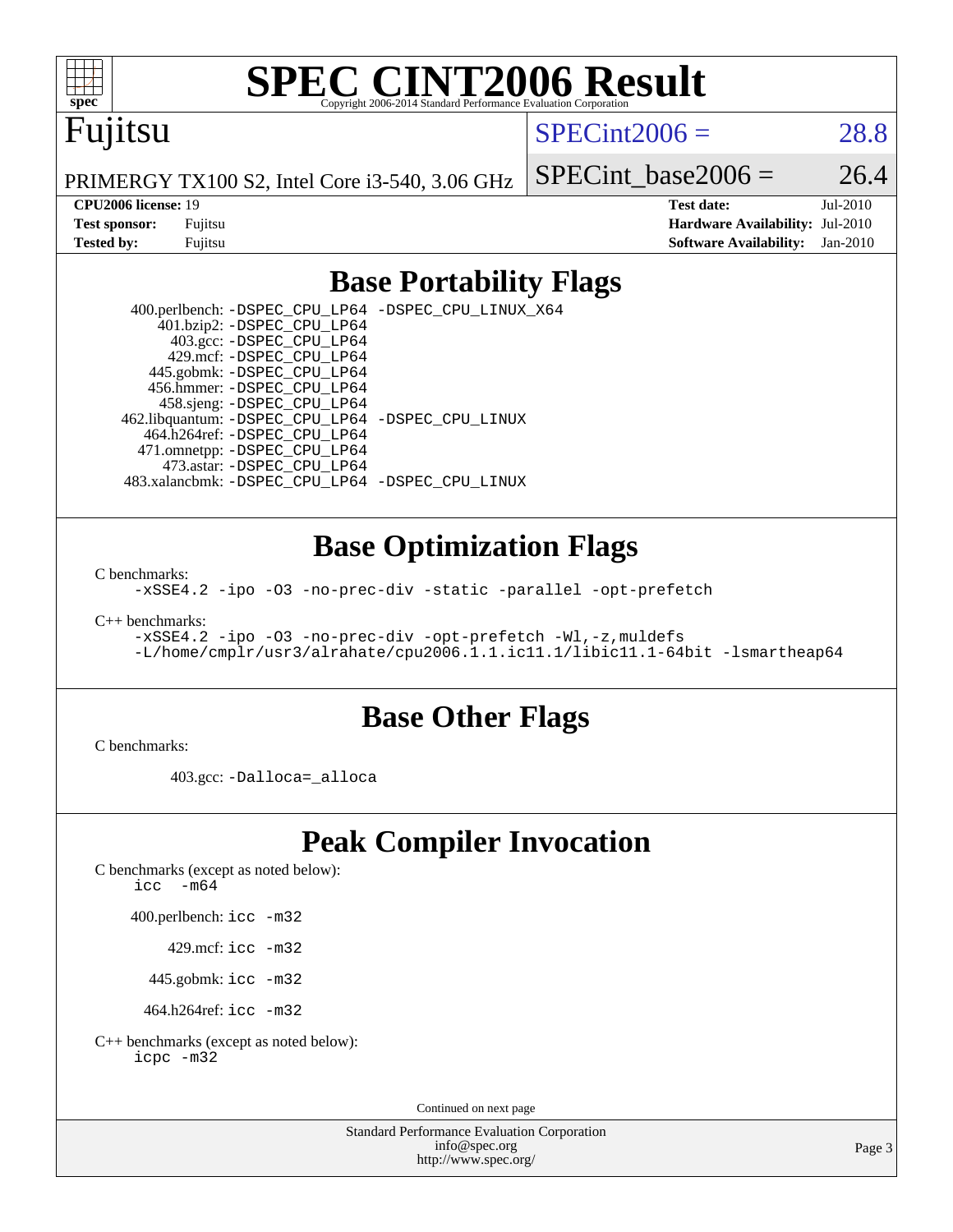# SPEC CINT2006 Result

Copyright 2006-2014 Standard Performance Evaluation Corporation

## Fujitsu

PRIMERGY TX100 S2, Intel Core i3-540, 3.06 GHz

SPECint2006 = 28.8

SPECint_base2006 = 26.4

| | | | |
|---|---|---|---|
| **CPU2006 license:** 19 | | **Test date:** | Jul-2010 |
| **Test sponsor:** | Fujitsu | **Hardware Availability:** | Jul-2010 |
| **Tested by:** | Fujitsu | **Software Availability:** | Jan-2010 |

## Base Portability Flags

400.perlbench: `-DSPEC_CPU_LP64 -DSPEC_CPU_LINUX_X64`
401.bzip2: `-DSPEC_CPU_LP64`
403.gcc: `-DSPEC_CPU_LP64`
429.mcf: `-DSPEC_CPU_LP64`
445.gobmk: `-DSPEC_CPU_LP64`
456.hmmer: `-DSPEC_CPU_LP64`
458.sjeng: `-DSPEC_CPU_LP64`
462.libquantum: `-DSPEC_CPU_LP64 -DSPEC_CPU_LINUX`
464.h264ref: `-DSPEC_CPU_LP64`
471.omnetpp: `-DSPEC_CPU_LP64`
473.astar: `-DSPEC_CPU_LP64`
483.xalancbmk: `-DSPEC_CPU_LP64 -DSPEC_CPU_LINUX`

## Base Optimization Flags

C benchmarks:

```
-xSSE4.2 -ipo -O3 -no-prec-div -static -parallel -opt-prefetch
```

C++ benchmarks:

```
-xSSE4.2 -ipo -O3 -no-prec-div -opt-prefetch -Wl,-z,muldefs
-L/home/cmplr/usr3/alrahate/cpu2006.1.1.ic11.1/libic11.1-64bit -lsmartheap64
```

## Base Other Flags

C benchmarks:

403.gcc: `-Dalloca=_alloca`

## Peak Compiler Invocation

C benchmarks (except as noted below):
`icc -m64`

400.perlbench: `icc -m32`

429.mcf: `icc -m32`

445.gobmk: `icc -m32`

464.h264ref: `icc -m32`

C++ benchmarks (except as noted below):
`icpc -m32`

Continued on next page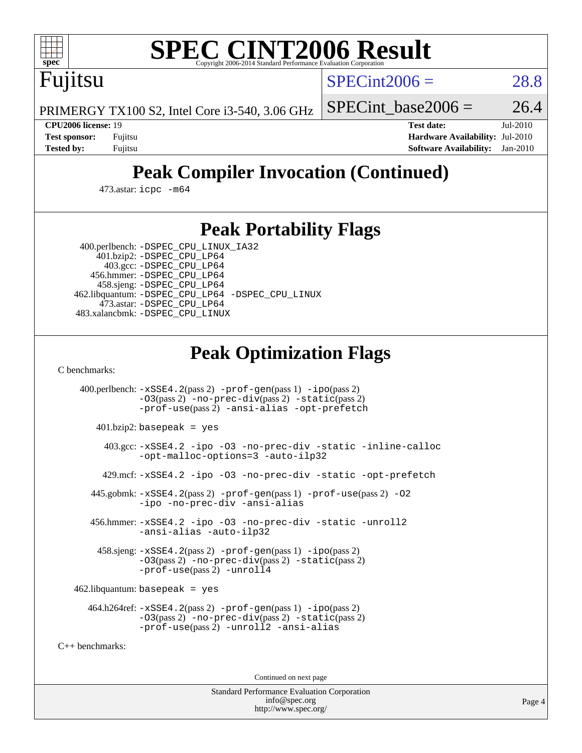# SPEC CINT2006 Result

Copyright 2006-2014 Standard Performance Evaluation Corporation

Fujitsu

PRIMERGY TX100 S2, Intel Core i3-540, 3.06 GHz

SPECint2006 = 28.8

SPECint_base2006 = 26.4

| | | | |
|---|---|---|---|
| **CPU2006 license:** 19 | | **Test date:** | Jul-2010 |
| **Test sponsor:** | Fujitsu | **Hardware Availability:** | Jul-2010 |
| **Tested by:** | Fujitsu | **Software Availability:** | Jan-2010 |

## Peak Compiler Invocation (Continued)

473.astar: icpc -m64

## Peak Portability Flags

400.perlbench: -DSPEC_CPU_LINUX_IA32
401.bzip2: -DSPEC_CPU_LP64
403.gcc: -DSPEC_CPU_LP64
456.hmmer: -DSPEC_CPU_LP64
458.sjeng: -DSPEC_CPU_LP64
462.libquantum: -DSPEC_CPU_LP64 -DSPEC_CPU_LINUX
473.astar: -DSPEC_CPU_LP64
483.xalancbmk: -DSPEC_CPU_LINUX

## Peak Optimization Flags

C benchmarks:

400.perlbench: -xSSE4.2(pass 2) -prof-gen(pass 1) -ipo(pass 2) -O3(pass 2) -no-prec-div(pass 2) -static(pass 2) -prof-use(pass 2) -ansi-alias -opt-prefetch

401.bzip2: basepeak = yes

403.gcc: -xSSE4.2 -ipo -O3 -no-prec-div -static -inline-calloc -opt-malloc-options=3 -auto-ilp32

429.mcf: -xSSE4.2 -ipo -O3 -no-prec-div -static -opt-prefetch

445.gobmk: -xSSE4.2(pass 2) -prof-gen(pass 1) -prof-use(pass 2) -O2 -ipo -no-prec-div -ansi-alias

456.hmmer: -xSSE4.2 -ipo -O3 -no-prec-div -static -unroll2 -ansi-alias -auto-ilp32

458.sjeng: -xSSE4.2(pass 2) -prof-gen(pass 1) -ipo(pass 2) -O3(pass 2) -no-prec-div(pass 2) -static(pass 2) -prof-use(pass 2) -unroll4

462.libquantum: basepeak = yes

464.h264ref: -xSSE4.2(pass 2) -prof-gen(pass 1) -ipo(pass 2) -O3(pass 2) -no-prec-div(pass 2) -static(pass 2) -prof-use(pass 2) -unroll2 -ansi-alias

C++ benchmarks:

Continued on next page

Standard Performance Evaluation Corporation
info@spec.org
http://www.spec.org/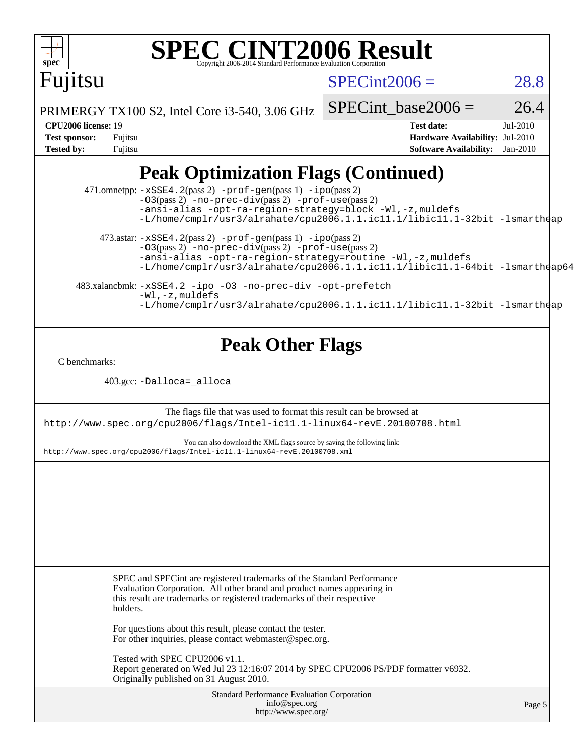# SPEC CINT2006 Result

Copyright 2006-2014 Standard Performance Evaluation Corporation

Fujitsu

PRIMERGY TX100 S2, Intel Core i3-540, 3.06 GHz

SPECint2006 = 28.8

SPECint_base2006 = 26.4

**CPU2006 license:** 19
**Test sponsor:** Fujitsu
**Tested by:** Fujitsu

**Test date:** Jul-2010
**Hardware Availability:** Jul-2010
**Software Availability:** Jan-2010

## Peak Optimization Flags (Continued)

471.omnetpp: -xSSE4.2(pass 2) -prof-gen(pass 1) -ipo(pass 2) -O3(pass 2) -no-prec-div(pass 2) -prof-use(pass 2) -ansi-alias -opt-ra-region-strategy=block -Wl,-z,muldefs -L/home/cmplr/usr3/alrahate/cpu2006.1.1.ic11.1/libic11.1-32bit -lsmartheap

473.astar: -xSSE4.2(pass 2) -prof-gen(pass 1) -ipo(pass 2) -O3(pass 2) -no-prec-div(pass 2) -prof-use(pass 2) -ansi-alias -opt-ra-region-strategy=routine -Wl,-z,muldefs -L/home/cmplr/usr3/alrahate/cpu2006.1.1.ic11.1/libic11.1-64bit -lsmartheap64

483.xalancbmk: -xSSE4.2 -ipo -O3 -no-prec-div -opt-prefetch -Wl,-z,muldefs -L/home/cmplr/usr3/alrahate/cpu2006.1.1.ic11.1/libic11.1-32bit -lsmartheap

## Peak Other Flags

C benchmarks:

403.gcc: -Dalloca=_alloca

The flags file that was used to format this result can be browsed at
http://www.spec.org/cpu2006/flags/Intel-ic11.1-linux64-revE.20100708.html

You can also download the XML flags source by saving the following link:
http://www.spec.org/cpu2006/flags/Intel-ic11.1-linux64-revE.20100708.xml

SPEC and SPECint are registered trademarks of the Standard Performance Evaluation Corporation. All other brand and product names appearing in this result are trademarks or registered trademarks of their respective holders.

For questions about this result, please contact the tester.
For other inquiries, please contact webmaster@spec.org.

Tested with SPEC CPU2006 v1.1.
Report generated on Wed Jul 23 12:16:07 2014 by SPEC CPU2006 PS/PDF formatter v6932.
Originally published on 31 August 2010.

Standard Performance Evaluation Corporation
info@spec.org
http://www.spec.org/